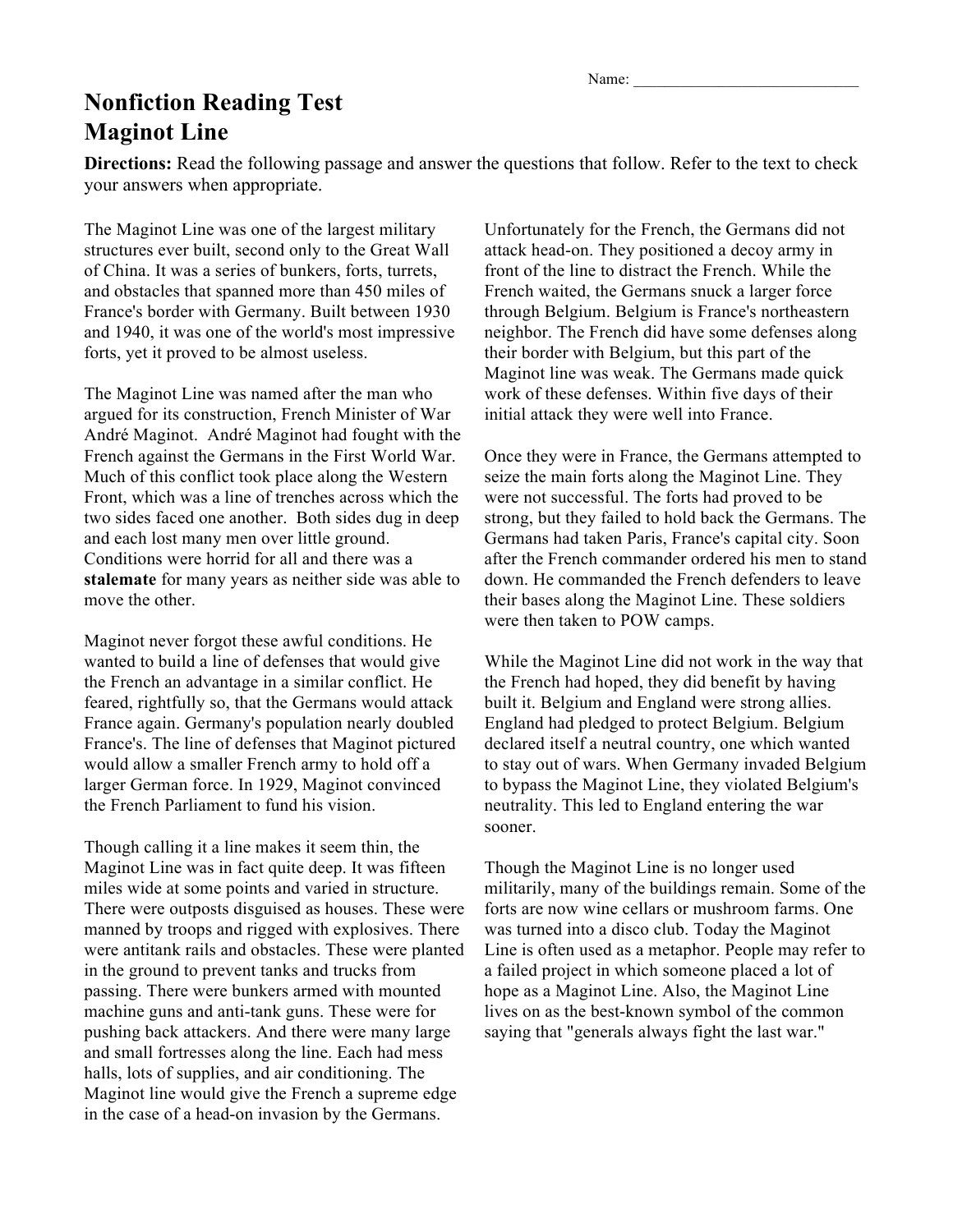Name: ____________________________

# Nonfiction Reading Test
# Maginot Line

**Directions:** Read the following passage and answer the questions that follow. Refer to the text to check your answers when appropriate.

The Maginot Line was one of the largest military structures ever built, second only to the Great Wall of China. It was a series of bunkers, forts, turrets, and obstacles that spanned more than 450 miles of France's border with Germany. Built between 1930 and 1940, it was one of the world's most impressive forts, yet it proved to be almost useless.

The Maginot Line was named after the man who argued for its construction, French Minister of War André Maginot. André Maginot had fought with the French against the Germans in the First World War. Much of this conflict took place along the Western Front, which was a line of trenches across which the two sides faced one another. Both sides dug in deep and each lost many men over little ground. Conditions were horrid for all and there was a **stalemate** for many years as neither side was able to move the other.

Maginot never forgot these awful conditions. He wanted to build a line of defenses that would give the French an advantage in a similar conflict. He feared, rightfully so, that the Germans would attack France again. Germany's population nearly doubled France's. The line of defenses that Maginot pictured would allow a smaller French army to hold off a larger German force. In 1929, Maginot convinced the French Parliament to fund his vision.

Though calling it a line makes it seem thin, the Maginot Line was in fact quite deep. It was fifteen miles wide at some points and varied in structure. There were outposts disguised as houses. These were manned by troops and rigged with explosives. There were antitank rails and obstacles. These were planted in the ground to prevent tanks and trucks from passing. There were bunkers armed with mounted machine guns and anti-tank guns. These were for pushing back attackers. And there were many large and small fortresses along the line. Each had mess halls, lots of supplies, and air conditioning. The Maginot line would give the French a supreme edge in the case of a head-on invasion by the Germans.

Unfortunately for the French, the Germans did not attack head-on. They positioned a decoy army in front of the line to distract the French. While the French waited, the Germans snuck a larger force through Belgium. Belgium is France's northeastern neighbor. The French did have some defenses along their border with Belgium, but this part of the Maginot line was weak. The Germans made quick work of these defenses. Within five days of their initial attack they were well into France.

Once they were in France, the Germans attempted to seize the main forts along the Maginot Line. They were not successful. The forts had proved to be strong, but they failed to hold back the Germans. The Germans had taken Paris, France's capital city. Soon after the French commander ordered his men to stand down. He commanded the French defenders to leave their bases along the Maginot Line. These soldiers were then taken to POW camps.

While the Maginot Line did not work in the way that the French had hoped, they did benefit by having built it. Belgium and England were strong allies. England had pledged to protect Belgium. Belgium declared itself a neutral country, one which wanted to stay out of wars. When Germany invaded Belgium to bypass the Maginot Line, they violated Belgium's neutrality. This led to England entering the war sooner.

Though the Maginot Line is no longer used militarily, many of the buildings remain. Some of the forts are now wine cellars or mushroom farms. One was turned into a disco club. Today the Maginot Line is often used as a metaphor. People may refer to a failed project in which someone placed a lot of hope as a Maginot Line. Also, the Maginot Line lives on as the best-known symbol of the common saying that "generals always fight the last war."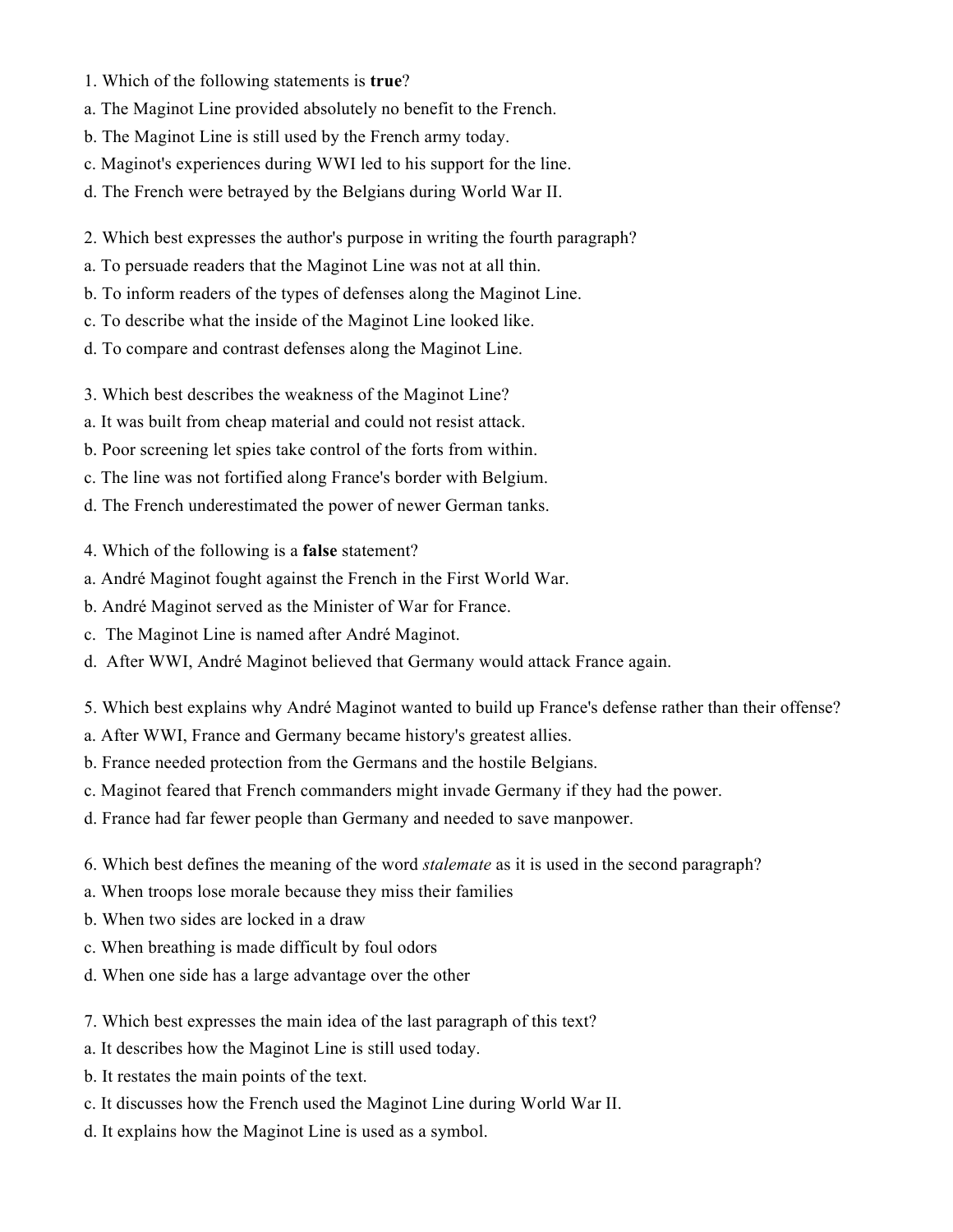1. Which of the following statements is **true**?
a. The Maginot Line provided absolutely no benefit to the French.
b. The Maginot Line is still used by the French army today.
c. Maginot's experiences during WWI led to his support for the line.
d. The French were betrayed by the Belgians during World War II.

2. Which best expresses the author's purpose in writing the fourth paragraph?
a. To persuade readers that the Maginot Line was not at all thin.
b. To inform readers of the types of defenses along the Maginot Line.
c. To describe what the inside of the Maginot Line looked like.
d. To compare and contrast defenses along the Maginot Line.

3. Which best describes the weakness of the Maginot Line?
a. It was built from cheap material and could not resist attack.
b. Poor screening let spies take control of the forts from within.
c. The line was not fortified along France's border with Belgium.
d. The French underestimated the power of newer German tanks.

4. Which of the following is a **false** statement?
a. André Maginot fought against the French in the First World War.
b. André Maginot served as the Minister of War for France.
c. The Maginot Line is named after André Maginot.
d. After WWI, André Maginot believed that Germany would attack France again.

5. Which best explains why André Maginot wanted to build up France's defense rather than their offense?
a. After WWI, France and Germany became history's greatest allies.
b. France needed protection from the Germans and the hostile Belgians.
c. Maginot feared that French commanders might invade Germany if they had the power.
d. France had far fewer people than Germany and needed to save manpower.

6. Which best defines the meaning of the word *stalemate* as it is used in the second paragraph?
a. When troops lose morale because they miss their families
b. When two sides are locked in a draw
c. When breathing is made difficult by foul odors
d. When one side has a large advantage over the other

7. Which best expresses the main idea of the last paragraph of this text?
a. It describes how the Maginot Line is still used today.
b. It restates the main points of the text.
c. It discusses how the French used the Maginot Line during World War II.
d. It explains how the Maginot Line is used as a symbol.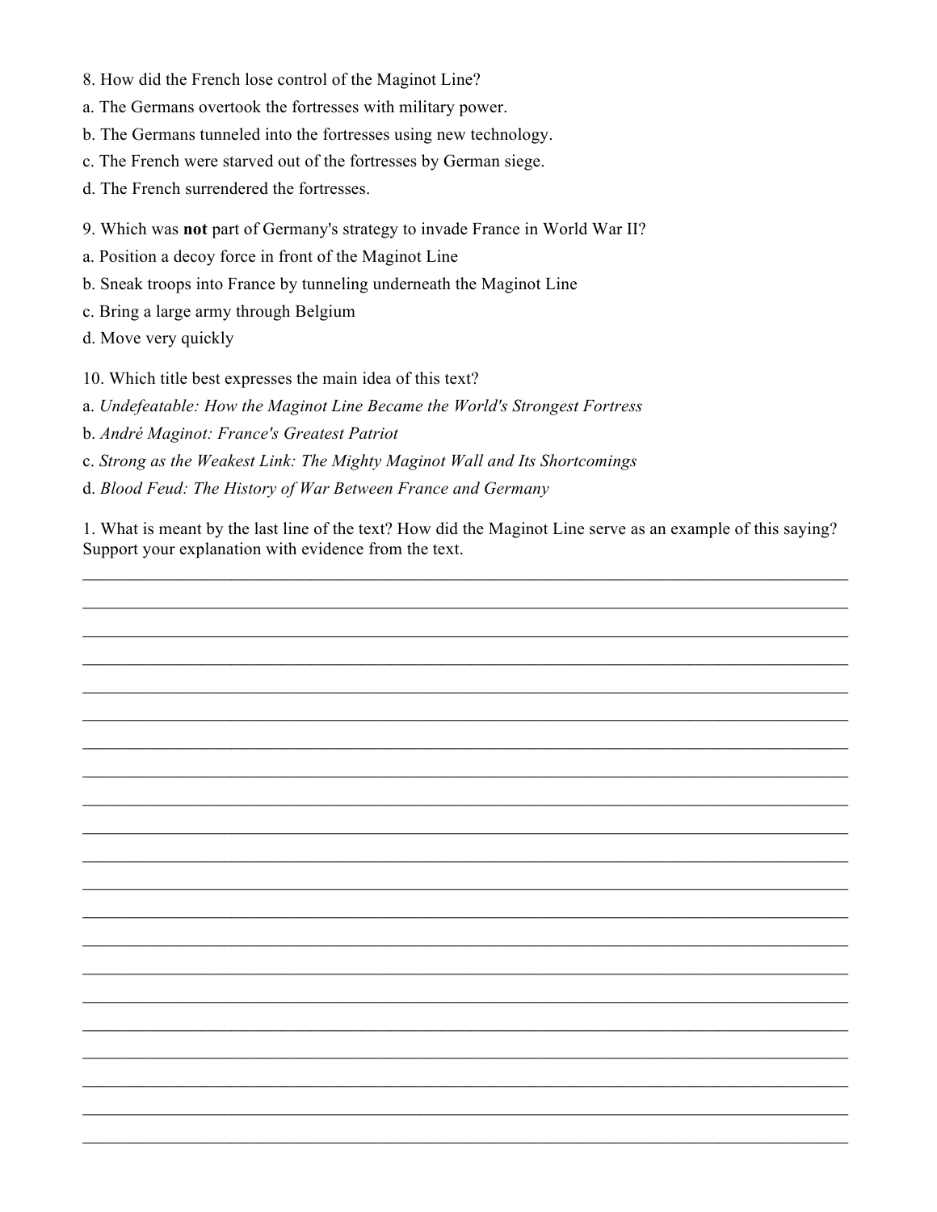8. How did the French lose control of the Maginot Line?

a. The Germans overtook the fortresses with military power.

b. The Germans tunneled into the fortresses using new technology.

c. The French were starved out of the fortresses by German siege.

d. The French surrendered the fortresses.

9. Which was **not** part of Germany's strategy to invade France in World War II?

a. Position a decoy force in front of the Maginot Line

b. Sneak troops into France by tunneling underneath the Maginot Line

c. Bring a large army through Belgium

d. Move very quickly

10. Which title best expresses the main idea of this text?

a. *Undefeatable: How the Maginot Line Became the World's Strongest Fortress*

b. *André Maginot: France's Greatest Patriot*

c. *Strong as the Weakest Link: The Mighty Maginot Wall and Its Shortcomings*

d. *Blood Feud: The History of War Between France and Germany*

1. What is meant by the last line of the text? How did the Maginot Line serve as an example of this saying? Support your explanation with evidence from the text.

______________________________________________________________________________

______________________________________________________________________________

______________________________________________________________________________

______________________________________________________________________________

______________________________________________________________________________

______________________________________________________________________________

______________________________________________________________________________

______________________________________________________________________________

______________________________________________________________________________

______________________________________________________________________________

______________________________________________________________________________

______________________________________________________________________________

______________________________________________________________________________

______________________________________________________________________________

______________________________________________________________________________

______________________________________________________________________________

______________________________________________________________________________

______________________________________________________________________________

______________________________________________________________________________

______________________________________________________________________________

______________________________________________________________________________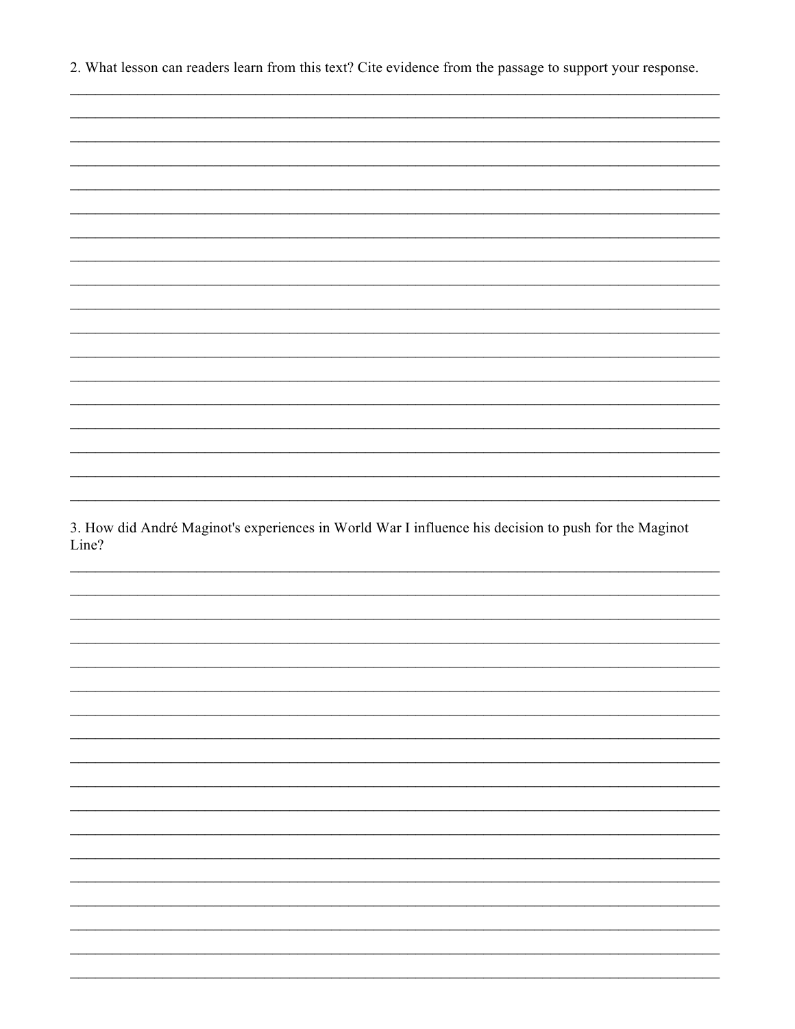2. What lesson can readers learn from this text? Cite evidence from the passage to support your response.

\_\_\_\_\_\_\_\_\_\_\_\_\_\_\_\_\_\_\_\_\_\_\_\_\_\_\_\_\_\_\_\_\_\_\_\_\_\_\_\_\_\_\_\_\_\_\_\_\_\_\_\_\_\_\_\_\_\_\_\_\_\_\_\_\_\_\_\_\_\_\_\_\_\_\_\_\_\_\_\_\_\_\_\_\_\_\_\_\_\_

3. How did André Maginot's experiences in World War I influence his decision to push for the Maginot Line?

\_\_\_\_\_\_\_\_\_\_\_\_\_\_\_\_\_\_\_\_\_\_\_\_\_\_\_\_\_\_\_\_\_\_\_\_\_\_\_\_\_\_\_\_\_\_\_\_\_\_\_\_\_\_\_\_\_\_\_\_\_\_\_\_\_\_\_\_\_\_\_\_\_\_\_\_\_\_\_\_\_\_\_\_\_\_\_\_\_\_